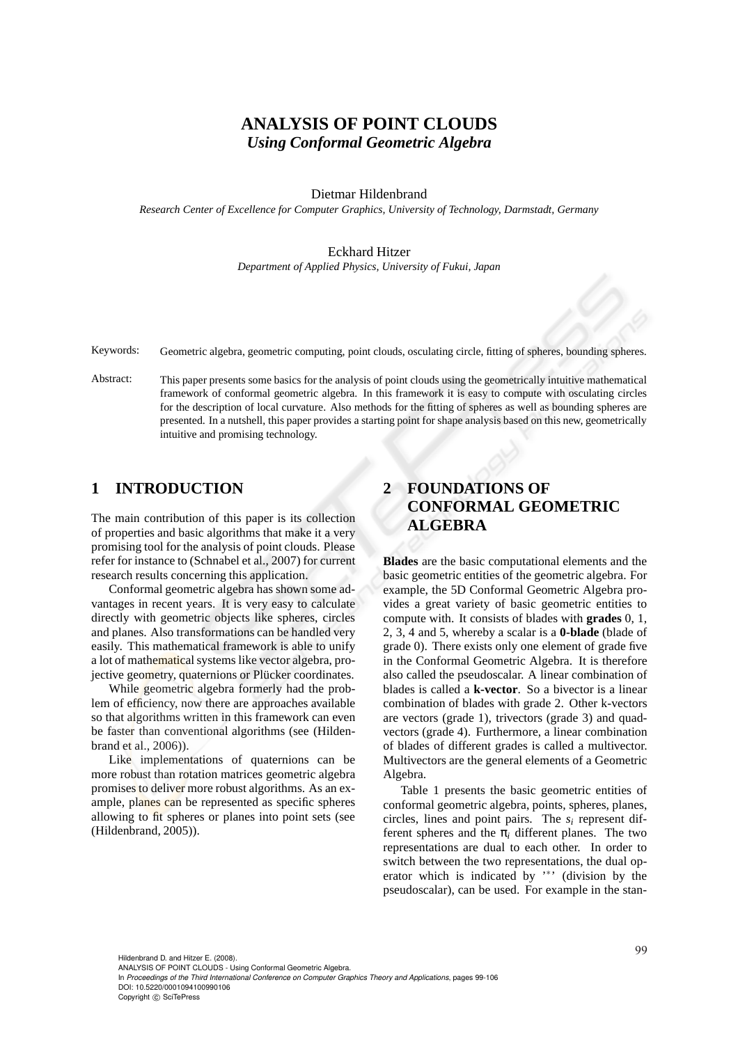# ANALYSIS OF POINT CLOUDS
## *Using Conformal Geometric Algebra*

Dietmar Hildenbrand

*Research Center of Excellence for Computer Graphics, University of Technology, Darmstadt, Germany*

Eckhard Hitzer

*Department of Applied Physics, University of Fukui, Japan*

Keywords: Geometric algebra, geometric computing, point clouds, osculating circle, fitting of spheres, bounding spheres.

Abstract: This paper presents some basics for the analysis of point clouds using the geometrically intuitive mathematical framework of conformal geometric algebra. In this framework it is easy to compute with osculating circles for the description of local curvature. Also methods for the fitting of spheres as well as bounding spheres are presented. In a nutshell, this paper provides a starting point for shape analysis based on this new, geometrically intuitive and promising technology.

## 1 INTRODUCTION

The main contribution of this paper is its collection of properties and basic algorithms that make it a very promising tool for the analysis of point clouds. Please refer for instance to (Schnabel et al., 2007) for current research results concerning this application.

Conformal geometric algebra has shown some advantages in recent years. It is very easy to calculate directly with geometric objects like spheres, circles and planes. Also transformations can be handled very easily. This mathematical framework is able to unify a lot of mathematical systems like vector algebra, projective geometry, quaternions or Plücker coordinates.

While geometric algebra formerly had the problem of efficiency, now there are approaches available so that algorithms written in this framework can even be faster than conventional algorithms (see (Hildenbrand et al., 2006)).

Like implementations of quaternions can be more robust than rotation matrices geometric algebra promises to deliver more robust algorithms. As an example, planes can be represented as specific spheres allowing to fit spheres or planes into point sets (see (Hildenbrand, 2005)).

## 2 FOUNDATIONS OF CONFORMAL GEOMETRIC ALGEBRA

**Blades** are the basic computational elements and the basic geometric entities of the geometric algebra. For example, the 5D Conformal Geometric Algebra provides a great variety of basic geometric entities to compute with. It consists of blades with **grades** 0, 1, 2, 3, 4 and 5, whereby a scalar is a **0-blade** (blade of grade 0). There exists only one element of grade five in the Conformal Geometric Algebra. It is therefore also called the pseudoscalar. A linear combination of blades is called a **k-vector**. So a bivector is a linear combination of blades with grade 2. Other k-vectors are vectors (grade 1), trivectors (grade 3) and quadvectors (grade 4). Furthermore, a linear combination of blades of different grades is called a multivector. Multivectors are the general elements of a Geometric Algebra.

Table 1 presents the basic geometric entities of conformal geometric algebra, points, spheres, planes, circles, lines and point pairs. The $s_i$ represent different spheres and the $\pi_i$ different planes. The two representations are dual to each other. In order to switch between the two representations, the dual operator which is indicated by '$^*$' (division by the pseudoscalar), can be used. For example in the stan-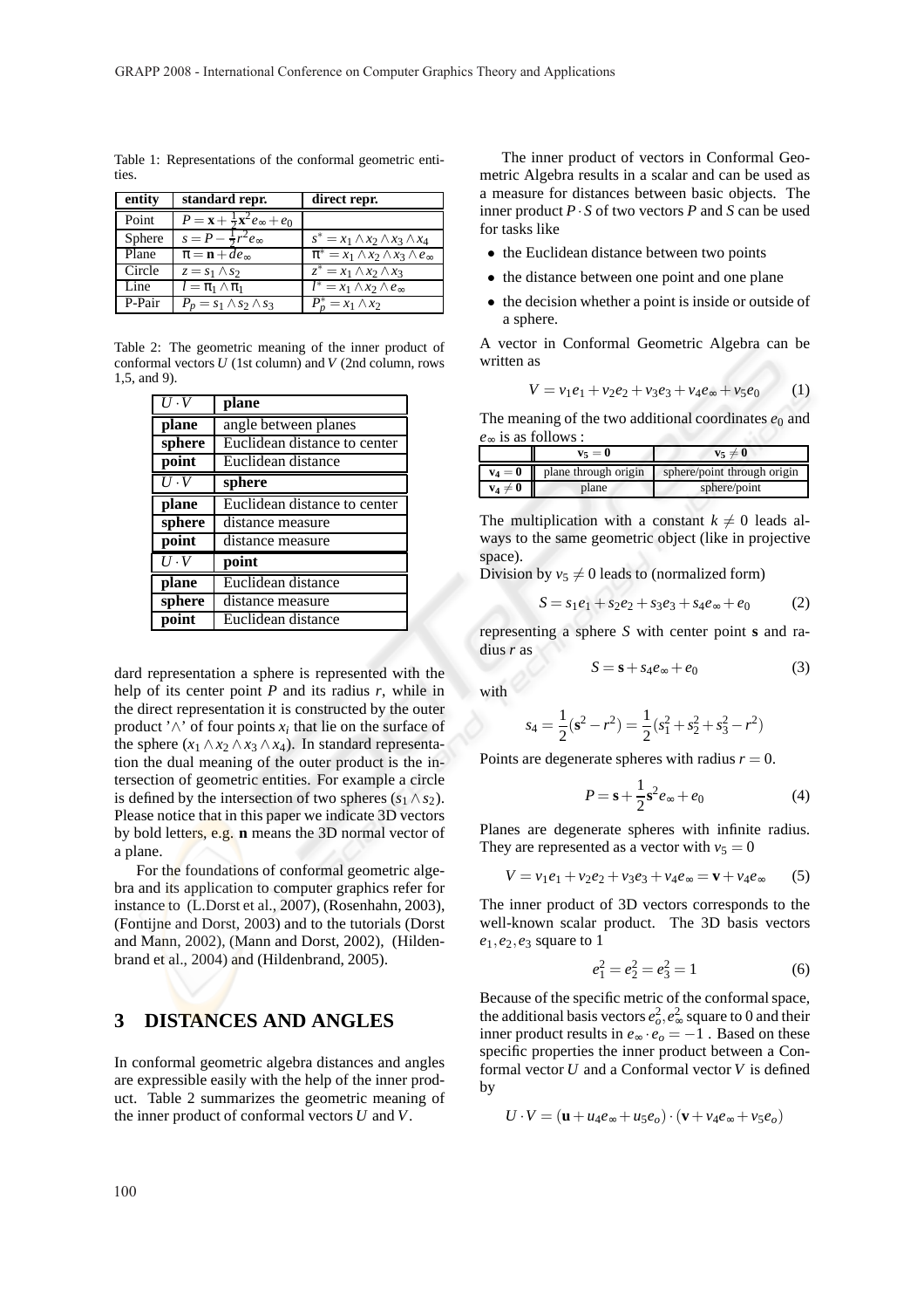Table 1: Representations of the conformal geometric entities.

| entity | standard repr. | direct repr. |
|---|---|---|
| Point | $P = \mathbf{x} + \frac{1}{2}\mathbf{x}^2 e_\infty + e_0$ | |
| Sphere | $s = P - \frac{1}{2}r^2 e_\infty$ | $s^* = x_1 \wedge x_2 \wedge x_3 \wedge x_4$ |
| Plane | $\pi = \mathbf{n} + d e_\infty$ | $\pi^* = x_1 \wedge x_2 \wedge x_3 \wedge e_\infty$ |
| Circle | $z = s_1 \wedge s_2$ | $z^* = x_1 \wedge x_2 \wedge x_3$ |
| Line | $l = \pi_1 \wedge \pi_1$ | $l^* = x_1 \wedge x_2 \wedge e_\infty$ |
| P-Pair | $P_p = s_1 \wedge s_2 \wedge s_3$ | $P_p^* = x_1 \wedge x_2$ |

Table 2: The geometric meaning of the inner product of conformal vectors $U$ (1st column) and $V$ (2nd column, rows 1,5, and 9).

| $U \cdot V$ | **plane** |
|---|---|
| **plane** | angle between planes |
| **sphere** | Euclidean distance to center |
| **point** | Euclidean distance |
| $U \cdot V$ | **sphere** |
| **plane** | Euclidean distance to center |
| **sphere** | distance measure |
| **point** | distance measure |
| $U \cdot V$ | **point** |
| **plane** | Euclidean distance |
| **sphere** | distance measure |
| **point** | Euclidean distance |

dard representation a sphere is represented with the help of its center point $P$ and its radius $r$, while in the direct representation it is constructed by the outer product '$\wedge$' of four points $x_i$ that lie on the surface of the sphere ($x_1 \wedge x_2 \wedge x_3 \wedge x_4$). In standard representation the dual meaning of the outer product is the intersection of geometric entities. For example a circle is defined by the intersection of two spheres ($s_1 \wedge s_2$). Please notice that in this paper we indicate 3D vectors by bold letters, e.g. $\mathbf{n}$ means the 3D normal vector of a plane.

For the foundations of conformal geometric algebra and its application to computer graphics refer for instance to (L.Dorst et al., 2007), (Rosenhahn, 2003), (Fontijne and Dorst, 2003) and to the tutorials (Dorst and Mann, 2002), (Mann and Dorst, 2002), (Hildenbrand et al., 2004) and (Hildenbrand, 2005).

## 3 DISTANCES AND ANGLES

In conformal geometric algebra distances and angles are expressible easily with the help of the inner product. Table 2 summarizes the geometric meaning of the inner product of conformal vectors $U$ and $V$.

The inner product of vectors in Conformal Geometric Algebra results in a scalar and can be used as a measure for distances between basic objects. The inner product $P \cdot S$ of two vectors $P$ and $S$ can be used for tasks like

- the Euclidean distance between two points
- the distance between one point and one plane
- the decision whether a point is inside or outside of a sphere.

A vector in Conformal Geometric Algebra can be written as

$$V = v_1 e_1 + v_2 e_2 + v_3 e_3 + v_4 e_\infty + v_5 e_0 \qquad (1)$$

The meaning of the two additional coordinates $e_0$ and $e_\infty$ is as follows :

| | $\mathbf{v_5 = 0}$ | $\mathbf{v_5 \neq 0}$ |
|---|---|---|
| $\mathbf{v_4 = 0}$ | plane through origin | sphere/point through origin |
| $\mathbf{v_4 \neq 0}$ | plane | sphere/point |

The multiplication with a constant $k \neq 0$ leads always to the same geometric object (like in projective space).
Division by $v_5 \neq 0$ leads to (normalized form)

$$S = s_1 e_1 + s_2 e_2 + s_3 e_3 + s_4 e_\infty + e_0 \qquad (2)$$

representing a sphere $S$ with center point $\mathbf{s}$ and radius $r$ as

$$S = \mathbf{s} + s_4 e_\infty + e_0 \qquad (3)$$

with

$$s_4 = \frac{1}{2}(\mathbf{s}^2 - r^2) = \frac{1}{2}(s_1^2 + s_2^2 + s_3^2 - r^2)$$

Points are degenerate spheres with radius $r = 0$.

$$P = \mathbf{s} + \frac{1}{2}\mathbf{s}^2 e_\infty + e_0 \qquad (4)$$

Planes are degenerate spheres with infinite radius. They are represented as a vector with $v_5 = 0$

$$V = v_1 e_1 + v_2 e_2 + v_3 e_3 + v_4 e_\infty = \mathbf{v} + v_4 e_\infty \qquad (5)$$

The inner product of 3D vectors corresponds to the well-known scalar product. The 3D basis vectors $e_1, e_2, e_3$ square to 1

$$e_1^2 = e_2^2 = e_3^2 = 1 \qquad (6)$$

Because of the specific metric of the conformal space, the additional basis vectors $e_o^2, e_\infty^2$ square to 0 and their inner product results in $e_\infty \cdot e_o = -1$ . Based on these specific properties the inner product between a Conformal vector $U$ and a Conformal vector $V$ is defined by

$$U \cdot V = (\mathbf{u} + u_4 e_\infty + u_5 e_o) \cdot (\mathbf{v} + v_4 e_\infty + v_5 e_o)$$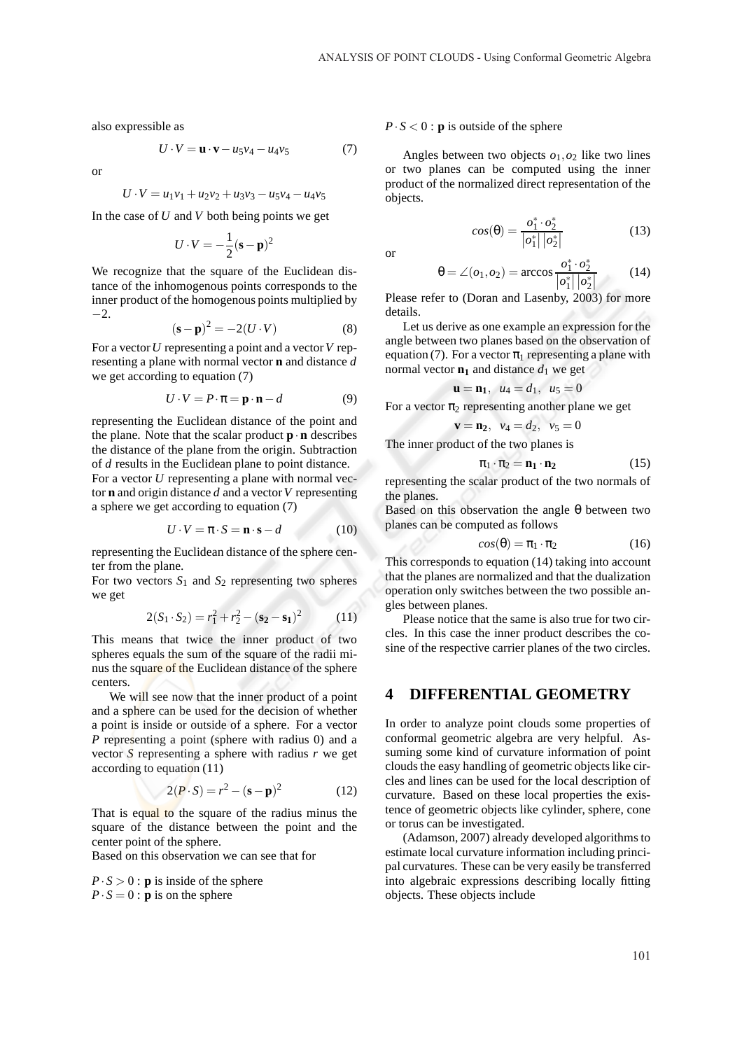also expressible as

$$U \cdot V = \mathbf{u} \cdot \mathbf{v} - u_5 v_4 - u_4 v_5 \tag{7}$$

or

$$U \cdot V = u_1 v_1 + u_2 v_2 + u_3 v_3 - u_5 v_4 - u_4 v_5$$

In the case of $U$ and $V$ both being points we get

$$U \cdot V = -\frac{1}{2}(\mathbf{s} - \mathbf{p})^2$$

We recognize that the square of the Euclidean distance of the inhomogenous points corresponds to the inner product of the homogenous points multiplied by $-2$.

$$(\mathbf{s} - \mathbf{p})^2 = -2(U \cdot V) \tag{8}$$

For a vector $U$ representing a point and a vector $V$ representing a plane with normal vector $\mathbf{n}$ and distance $d$ we get according to equation (7)

$$U \cdot V = P \cdot \pi = \mathbf{p} \cdot \mathbf{n} - d \tag{9}$$

representing the Euclidean distance of the point and the plane. Note that the scalar product $\mathbf{p} \cdot \mathbf{n}$ describes the distance of the plane from the origin. Subtraction of $d$ results in the Euclidean plane to point distance.

For a vector $U$ representing a plane with normal vector $\mathbf{n}$ and origin distance $d$ and a vector $V$ representing a sphere we get according to equation (7)

$$U \cdot V = \pi \cdot S = \mathbf{n} \cdot \mathbf{s} - d \tag{10}$$

representing the Euclidean distance of the sphere center from the plane.

For two vectors $S_1$ and $S_2$ representing two spheres we get

$$2(S_1 \cdot S_2) = r_1^2 + r_2^2 - (\mathbf{s_2} - \mathbf{s_1})^2 \tag{11}$$

This means that twice the inner product of two spheres equals the sum of the square of the radii minus the square of the Euclidean distance of the sphere centers.

We will see now that the inner product of a point and a sphere can be used for the decision of whether a point is inside or outside of a sphere. For a vector $P$ representing a point (sphere with radius 0) and a vector $S$ representing a sphere with radius $r$ we get according to equation (11)

$$2(P \cdot S) = r^2 - (\mathbf{s} - \mathbf{p})^2 \tag{12}$$

That is equal to the square of the radius minus the square of the distance between the point and the center point of the sphere.

Based on this observation we can see that for

$P \cdot S > 0$ : **p** is inside of the sphere
$P \cdot S = 0$ : **p** is on the sphere
$P \cdot S < 0$ : **p** is outside of the sphere

Angles between two objects $o_1, o_2$ like two lines or two planes can be computed using the inner product of the normalized direct representation of the objects.

$$cos(\theta) = \frac{o_1^* \cdot o_2^*}{|o_1^*|\,|o_2^*|} \tag{13}$$

or

$$\theta = \angle(o_1, o_2) = \arccos \frac{o_1^* \cdot o_2^*}{|o_1^*|\,|o_2^*|} \tag{14}$$

Please refer to (Doran and Lasenby, 2003) for more details.

Let us derive as one example an expression for the angle between two planes based on the observation of equation (7). For a vector $\pi_1$ representing a plane with normal vector $\mathbf{n_1}$ and distance $d_1$ we get

$$\mathbf{u} = \mathbf{n_1}, \;\; u_4 = d_1, \;\; u_5 = 0$$

For a vector $\pi_2$ representing another plane we get

$$\mathbf{v} = \mathbf{n_2}, \;\; v_4 = d_2, \;\; v_5 = 0$$

The inner product of the two planes is

$$\pi_1 \cdot \pi_2 = \mathbf{n_1} \cdot \mathbf{n_2} \tag{15}$$

representing the scalar product of the two normals of the planes.

Based on this observation the angle $\theta$ between two planes can be computed as follows

$$cos(\theta) = \pi_1 \cdot \pi_2 \tag{16}$$

This corresponds to equation (14) taking into account that the planes are normalized and that the dualization operation only switches between the two possible angles between planes.

Please notice that the same is also true for two circles. In this case the inner product describes the cosine of the respective carrier planes of the two circles.

## 4 DIFFERENTIAL GEOMETRY

In order to analyze point clouds some properties of conformal geometric algebra are very helpful. Assuming some kind of curvature information of point clouds the easy handling of geometric objects like circles and lines can be used for the local description of curvature. Based on these local properties the existence of geometric objects like cylinder, sphere, cone or torus can be investigated.

(Adamson, 2007) already developed algorithms to estimate local curvature information including principal curvatures. These can be very easily be transferred into algebraic expressions describing locally fitting objects. These objects include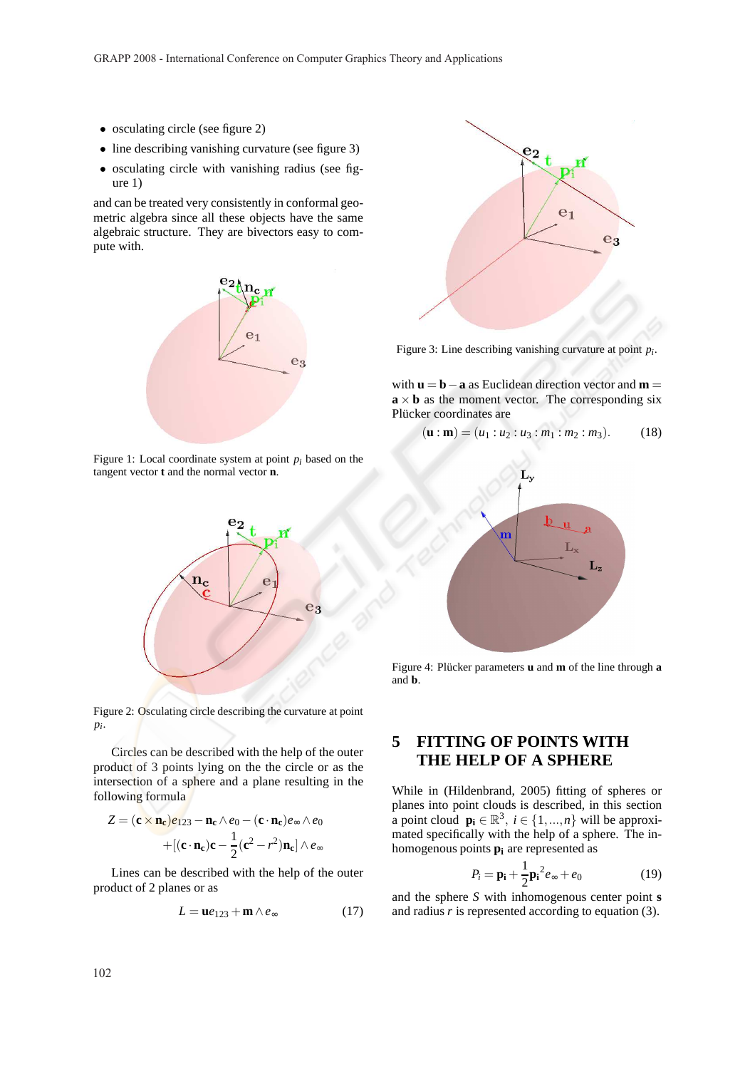- osculating circle (see figure 2)
- line describing vanishing curvature (see figure 3)
- osculating circle with vanishing radius (see figure 1)

and can be treated very consistently in conformal geometric algebra since all these objects have the same algebraic structure. They are bivectors easy to compute with.

Figure 1: Local coordinate system at point $p_i$ based on the tangent vector $\mathbf{t}$ and the normal vector $\mathbf{n}$.

Figure 2: Osculating circle describing the curvature at point $p_i$.

Circles can be described with the help of the outer product of 3 points lying on the the circle or as the intersection of a sphere and a plane resulting in the following formula

$$Z = (\mathbf{c} \times \mathbf{n_c})e_{123} - \mathbf{n_c} \wedge e_0 - (\mathbf{c} \cdot \mathbf{n_c})e_\infty \wedge e_0 + [(\mathbf{c} \cdot \mathbf{n_c})\mathbf{c} - \frac{1}{2}(\mathbf{c}^2 - r^2)\mathbf{n_c}] \wedge e_\infty$$

Lines can be described with the help of the outer product of 2 planes or as

$$L = \mathbf{u}e_{123} + \mathbf{m} \wedge e_\infty \tag{17}$$

Figure 3: Line describing vanishing curvature at point $p_i$.

with $\mathbf{u} = \mathbf{b} - \mathbf{a}$ as Euclidean direction vector and $\mathbf{m} = \mathbf{a} \times \mathbf{b}$ as the moment vector. The corresponding six Plücker coordinates are

$$(\mathbf{u} : \mathbf{m}) = (u_1 : u_2 : u_3 : m_1 : m_2 : m_3). \tag{18}$$

Figure 4: Plücker parameters $\mathbf{u}$ and $\mathbf{m}$ of the line through $\mathbf{a}$ and $\mathbf{b}$.

## 5 FITTING OF POINTS WITH THE HELP OF A SPHERE

While in (Hildenbrand, 2005) fitting of spheres or planes into point clouds is described, in this section a point cloud $\mathbf{p_i} \in \mathbb{R}^3$, $i \in \{1, ..., n\}$ will be approximated specifically with the help of a sphere. The inhomogenous points $\mathbf{p_i}$ are represented as

$$P_i = \mathbf{p_i} + \frac{1}{2}\mathbf{p_i}^2 e_\infty + e_0 \tag{19}$$

and the sphere $S$ with inhomogenous center point $\mathbf{s}$ and radius $r$ is represented according to equation (3).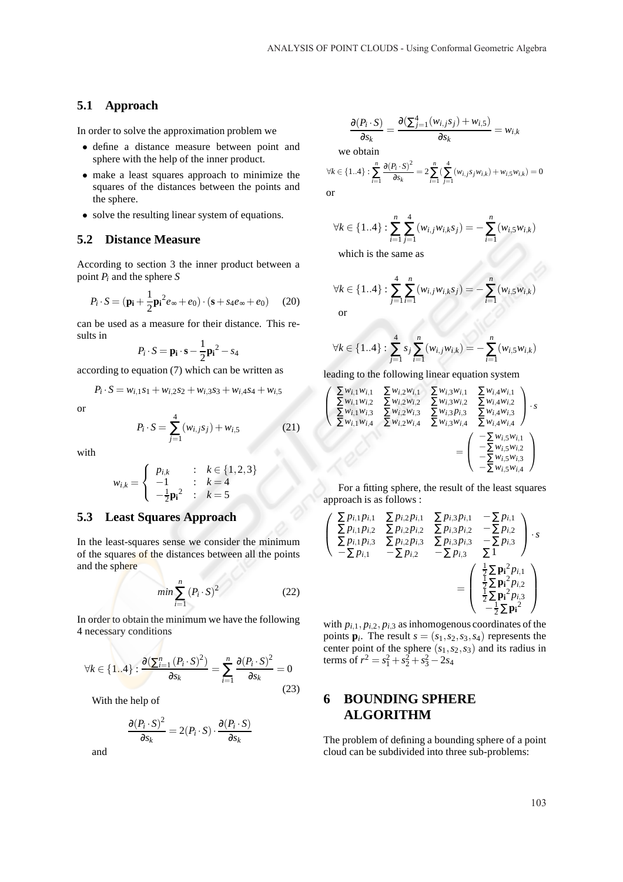### 5.1 Approach

In order to solve the approximation problem we

- define a distance measure between point and sphere with the help of the inner product.
- make a least squares approach to minimize the squares of the distances between the points and the sphere.
- solve the resulting linear system of equations.

### 5.2 Distance Measure

According to section 3 the inner product between a point $P_i$ and the sphere $S$

$$P_i \cdot S = (\mathbf{p_i} + \frac{1}{2}\mathbf{p_i}^2 e_\infty + e_0) \cdot (\mathbf{s} + s_4 e_\infty + e_0) \quad (20)$$

can be used as a measure for their distance. This results in

$$P_i \cdot S = \mathbf{p_i} \cdot \mathbf{s} - \frac{1}{2}\mathbf{p_i}^2 - s_4$$

according to equation (7) which can be written as

$$P_i \cdot S = w_{i,1}s_1 + w_{i,2}s_2 + w_{i,3}s_3 + w_{i,4}s_4 + w_{i,5}$$

or

$$P_i \cdot S = \sum_{j=1}^{4}(w_{i,j}s_j) + w_{i,5} \quad (21)$$

with

$$w_{i,k} = \begin{cases} p_{i,k} & : \ k \in \{1,2,3\} \\ -1 & : \ k = 4 \\ -\frac{1}{2}\mathbf{p_i}^2 & : \ k = 5 \end{cases}$$

### 5.3 Least Squares Approach

In the least-squares sense we consider the minimum of the squares of the distances between all the points and the sphere

$$min \sum_{i=1}^{n}(P_i \cdot S)^2 \quad (22)$$

In order to obtain the minimum we have the following 4 necessary conditions

$$\forall k \in \{1..4\} : \frac{\partial(\sum_{i=1}^{n}(P_i \cdot S)^2)}{\partial s_k} = \sum_{i=1}^{n}\frac{\partial(P_i \cdot S)^2}{\partial s_k} = 0 \quad (23)$$

With the help of

$$\frac{\partial(P_i \cdot S)^2}{\partial s_k} = 2(P_i \cdot S) \cdot \frac{\partial(P_i \cdot S)}{\partial s_k}$$

and

$$\frac{\partial(P_i \cdot S)}{\partial s_k} = \frac{\partial(\sum_{j=1}^{4}(w_{i,j}s_j) + w_{i,5})}{\partial s_k} = w_{i,k}$$

we obtain

$$\forall k \in \{1..4\} : \sum_{i=1}^{n}\frac{\partial(P_i \cdot S)^2}{\partial s_k} = 2\sum_{i=1}^{n}(\sum_{j=1}^{4}(w_{i,j}s_j w_{i,k}) + w_{i,5}w_{i,k}) = 0$$

or

$$\forall k \in \{1..4\} : \sum_{i=1}^{n}\sum_{j=1}^{4}(w_{i,j}w_{i,k}s_j) = -\sum_{i=1}^{n}(w_{i,5}w_{i,k})$$

which is the same as

$$\forall k \in \{1..4\} : \sum_{j=1}^{4}\sum_{i=1}^{n}(w_{i,j}w_{i,k}s_j) = -\sum_{i=1}^{n}(w_{i,5}w_{i,k})$$

or

$$\forall k \in \{1..4\} : \sum_{j=1}^{4}s_j\sum_{i=1}^{n}(w_{i,j}w_{i,k}) = -\sum_{i=1}^{n}(w_{i,5}w_{i,k})$$

leading to the following linear equation system

$$\begin{pmatrix} \sum w_{i,1}w_{i,1} & \sum w_{i,2}w_{i,1} & \sum w_{i,3}w_{i,1} & \sum w_{i,4}w_{i,1} \\ \sum w_{i,1}w_{i,2} & \sum w_{i,2}w_{i,2} & \sum w_{i,3}w_{i,2} & \sum w_{i,4}w_{i,2} \\ \sum w_{i,1}w_{i,3} & \sum w_{i,2}w_{i,3} & \sum w_{i,3}p_{i,3} & \sum w_{i,4}w_{i,3} \\ \sum w_{i,1}w_{i,4} & \sum w_{i,2}w_{i,4} & \sum w_{i,3}w_{i,4} & \sum w_{i,4}w_{i,4} \end{pmatrix} \cdot s = \begin{pmatrix} -\sum w_{i,5}w_{i,1} \\ -\sum w_{i,5}w_{i,2} \\ -\sum w_{i,5}w_{i,3} \\ -\sum w_{i,5}w_{i,4} \end{pmatrix}$$

For a fitting sphere, the result of the least squares approach is as follows :

$$\begin{pmatrix} \sum p_{i,1}p_{i,1} & \sum p_{i,2}p_{i,1} & \sum p_{i,3}p_{i,1} & -\sum p_{i,1} \\ \sum p_{i,1}p_{i,2} & \sum p_{i,2}p_{i,2} & \sum p_{i,3}p_{i,2} & -\sum p_{i,2} \\ \sum p_{i,1}p_{i,3} & \sum p_{i,2}p_{i,3} & \sum p_{i,3}p_{i,3} & -\sum p_{i,3} \\ -\sum p_{i,1} & -\sum p_{i,2} & -\sum p_{i,3} & \sum 1 \end{pmatrix} \cdot s = \begin{pmatrix} \frac{1}{2}\sum \mathbf{p_i}^2 p_{i,1} \\ \frac{1}{2}\sum \mathbf{p_i}^2 p_{i,2} \\ \frac{1}{2}\sum \mathbf{p_i}^2 p_{i,3} \\ -\frac{1}{2}\sum \mathbf{p_i}^2 \end{pmatrix}$$

with $p_{i,1}, p_{i,2}, p_{i,3}$ as inhomogenous coordinates of the points $\mathbf{p}_i$. The result $s = (s_1, s_2, s_3, s_4)$ represents the center point of the sphere $(s_1, s_2, s_3)$ and its radius in terms of $r^2 = s_1^2 + s_2^2 + s_3^2 - 2s_4$

## 6 BOUNDING SPHERE ALGORITHM

The problem of defining a bounding sphere of a point cloud can be subdivided into three sub-problems: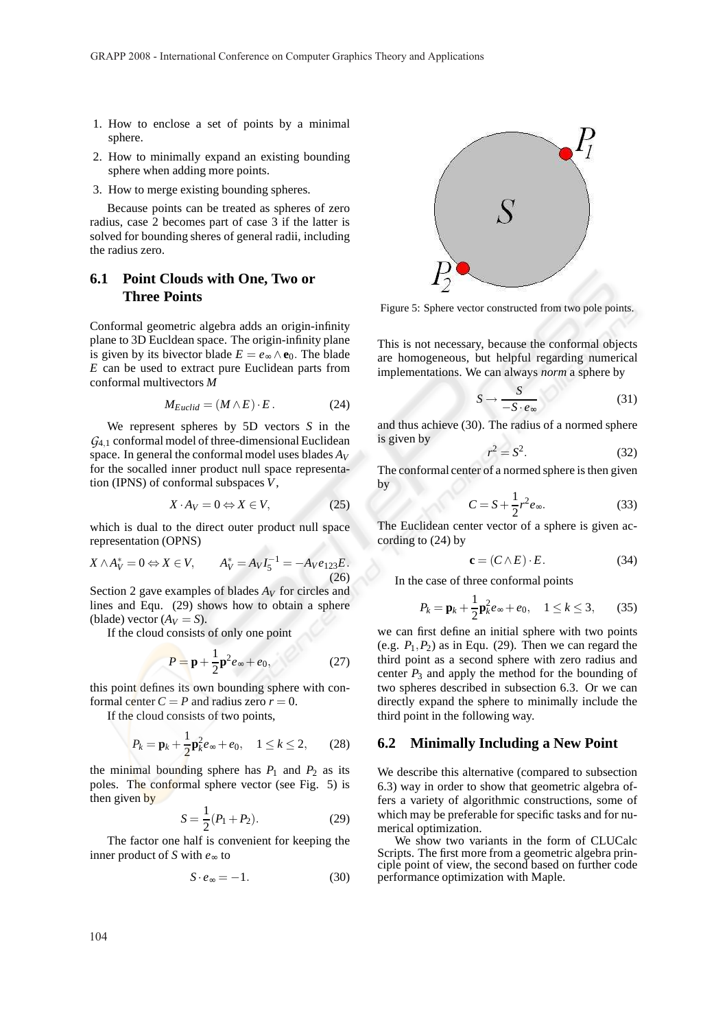1. How to enclose a set of points by a minimal sphere.
2. How to minimally expand an existing bounding sphere when adding more points.
3. How to merge existing bounding spheres.

Because points can be treated as spheres of zero radius, case 2 becomes part of case 3 if the latter is solved for bounding sheres of general radii, including the radius zero.

## 6.1 Point Clouds with One, Two or Three Points

Conformal geometric algebra adds an origin-infinity plane to 3D Euclidean space. The origin-infinity plane is given by its bivector blade $E = e_\infty \wedge \mathbf{e}_0$. The blade $E$ can be used to extract pure Euclidean parts from conformal multivectors $M$

$$M_{Euclid} = (M \wedge E) \cdot E\,. \tag{24}$$

We represent spheres by 5D vectors $S$ in the $\mathcal{G}_{4,1}$ conformal model of three-dimensional Euclidean space. In general the conformal model uses blades $A_V$ for the socalled inner product null space representation (IPNS) of conformal subspaces $V$,

$$X \cdot A_V = 0 \Leftrightarrow X \in V, \tag{25}$$

which is dual to the direct outer product null space representation (OPNS)

$$X \wedge A_V^* = 0 \Leftrightarrow X \in V, \qquad A_V^* = A_V I_5^{-1} = -A_V e_{123} E\,. \tag{26}$$

Section 2 gave examples of blades $A_V$ for circles and lines and Equ. (29) shows how to obtain a sphere (blade) vector ($A_V = S$).

If the cloud consists of only one point

$$P = \mathbf{p} + \frac{1}{2}\mathbf{p}^2 e_\infty + e_0, \tag{27}$$

this point defines its own bounding sphere with conformal center $C = P$ and radius zero $r = 0$.

If the cloud consists of two points,

$$P_k = \mathbf{p}_k + \frac{1}{2}\mathbf{p}_k^2 e_\infty + e_0, \quad 1 \leq k \leq 2, \tag{28}$$

the minimal bounding sphere has $P_1$ and $P_2$ as its poles. The conformal sphere vector (see Fig. 5) is then given by

$$S = \frac{1}{2}(P_1 + P_2). \tag{29}$$

The factor one half is convenient for keeping the inner product of $S$ with $e_\infty$ to

$$S \cdot e_\infty = -1. \tag{30}$$

Figure 5: Sphere vector constructed from two pole points.

This is not necessary, because the conformal objects are homogeneous, but helpful regarding numerical implementations. We can always *norm* a sphere by

$$S \to \frac{S}{-S \cdot e_\infty} \tag{31}$$

and thus achieve (30). The radius of a normed sphere is given by

$$r^2 = S^2. \tag{32}$$

The conformal center of a normed sphere is then given by

$$C = S + \frac{1}{2}r^2 e_\infty. \tag{33}$$

The Euclidean center vector of a sphere is given according to (24) by

$$\mathbf{c} = (C \wedge E) \cdot E\,. \tag{34}$$

In the case of three conformal points

$$P_k = \mathbf{p}_k + \frac{1}{2}\mathbf{p}_k^2 e_\infty + e_0, \quad 1 \leq k \leq 3, \tag{35}$$

we can first define an initial sphere with two points (e.g. $P_1, P_2$) as in Equ. (29). Then we can regard the third point as a second sphere with zero radius and center $P_3$ and apply the method for the bounding of two spheres described in subsection 6.3. Or we can directly expand the sphere to minimally include the third point in the following way.

## 6.2 Minimally Including a New Point

We describe this alternative (compared to subsection 6.3) way in order to show that geometric algebra offers a variety of algorithmic constructions, some of which may be preferable for specific tasks and for numerical optimization.

We show two variants in the form of CLUCalc Scripts. The first more from a geometric algebra principle point of view, the second based on further code performance optimization with Maple.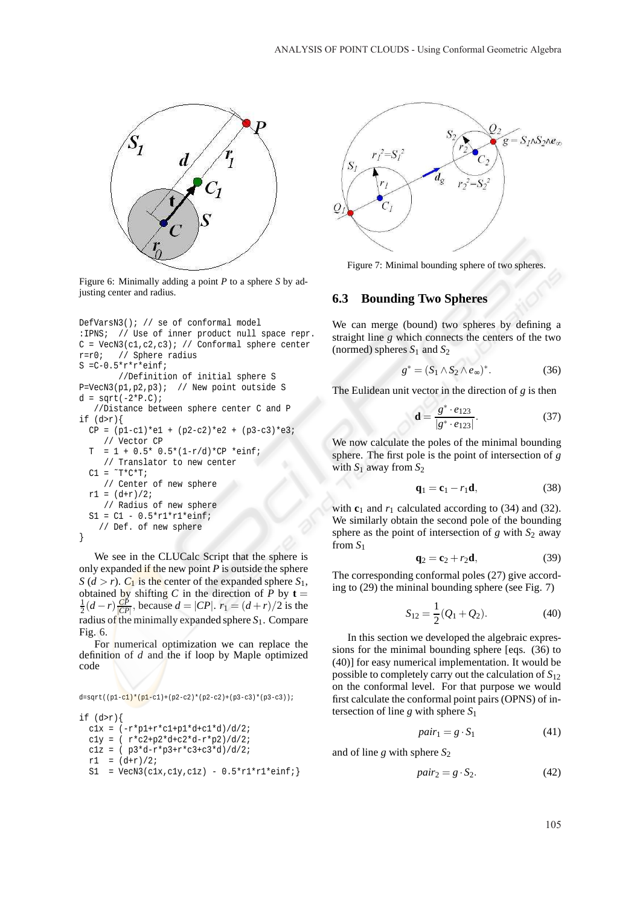Figure 6: Minimally adding a point $P$ to a sphere $S$ by adjusting center and radius.

```
DefVarsN3(); // se of conformal model
:IPNS;  // Use of inner product null space repr.
C = VecN3(c1,c2,c3); // Conformal sphere center
r=r0;   // Sphere radius
S =C-0.5*r*r*einf;
        //Definition of initial sphere S
P=VecN3(p1,p2,p3);  // New point outside S
d = sqrt(-2*P.C);
   //Distance between sphere center C and P
if (d>r){
  CP = (p1-c1)*e1 + (p2-c2)*e2 + (p3-c3)*e3;
     // Vector CP
  T  = 1 + 0.5* 0.5*(1-r/d)*CP *einf;
     // Translator to new center
  C1 = ~T*C*T;
     // Center of new sphere
  r1 = (d+r)/2;
     // Radius of new sphere
  S1 = C1 - 0.5*r1*r1*einf;
    // Def. of new sphere
}
```

We see in the CLUCalc Script that the sphere is only expanded if the new point $P$ is outside the sphere $S$ ($d > r$). $C_1$ is the center of the expanded sphere $S_1$, obtained by shifting $C$ in the direction of $P$ by $\mathbf{t} = \frac{1}{2}(d-r)\frac{\overline{CP}}{|CP|}$, because $d = |CP|$. $r_1 = (d+r)/2$ is the radius of the minimally expanded sphere $S_1$. Compare Fig. 6.

For numerical optimization we can replace the definition of $d$ and the if loop by Maple optimized code

```
d=sqrt((p1-c1)*(p1-c1)+(p2-c2)*(p2-c2)+(p3-c3)*(p3-c3));

if (d>r){
  c1x = (-r*p1+r*c1+p1*d+c1*d)/d/2;
  c1y = ( r*c2+p2*d+c2*d-r*p2)/d/2;
  c1z = ( p3*d-r*p3+r*c3+c3*d)/d/2;
  r1  = (d+r)/2;
  S1  = VecN3(c1x,c1y,c1z) - 0.5*r1*r1*einf;}
```

Figure 7: Minimal bounding sphere of two spheres.

### 6.3 Bounding Two Spheres

We can merge (bound) two spheres by defining a straight line $g$ which connects the centers of the two (normed) spheres $S_1$ and $S_2$

$$g^* = (S_1 \wedge S_2 \wedge e_\infty)^*. \tag{36}$$

The Eulidean unit vector in the direction of $g$ is then

$$\mathbf{d} = \frac{g^* \cdot e_{123}}{|g^* \cdot e_{123}|}. \tag{37}$$

We now calculate the poles of the minimal bounding sphere. The first pole is the point of intersection of $g$ with $S_1$ away from $S_2$

$$\mathbf{q}_1 = \mathbf{c}_1 - r_1\mathbf{d}, \tag{38}$$

with $\mathbf{c}_1$ and $r_1$ calculated according to (34) and (32). We similarly obtain the second pole of the bounding sphere as the point of intersection of $g$ with $S_2$ away from $S_1$

$$\mathbf{q}_2 = \mathbf{c}_2 + r_2\mathbf{d}, \tag{39}$$

The corresponding conformal poles (27) give according to (29) the mininal bounding sphere (see Fig. 7)

$$S_{12} = \frac{1}{2}(Q_1 + Q_2). \tag{40}$$

In this section we developed the algebraic expressions for the minimal bounding sphere [eqs. (36) to (40)] for easy numerical implementation. It would be possible to completely carry out the calculation of $S_{12}$ on the conformal level. For that purpose we would first calculate the conformal point pairs (OPNS) of intersection of line $g$ with sphere $S_1$

$$pair_1 = g \cdot S_1 \tag{41}$$

and of line $g$ with sphere $S_2$

$$pair_2 = g \cdot S_2. \tag{42}$$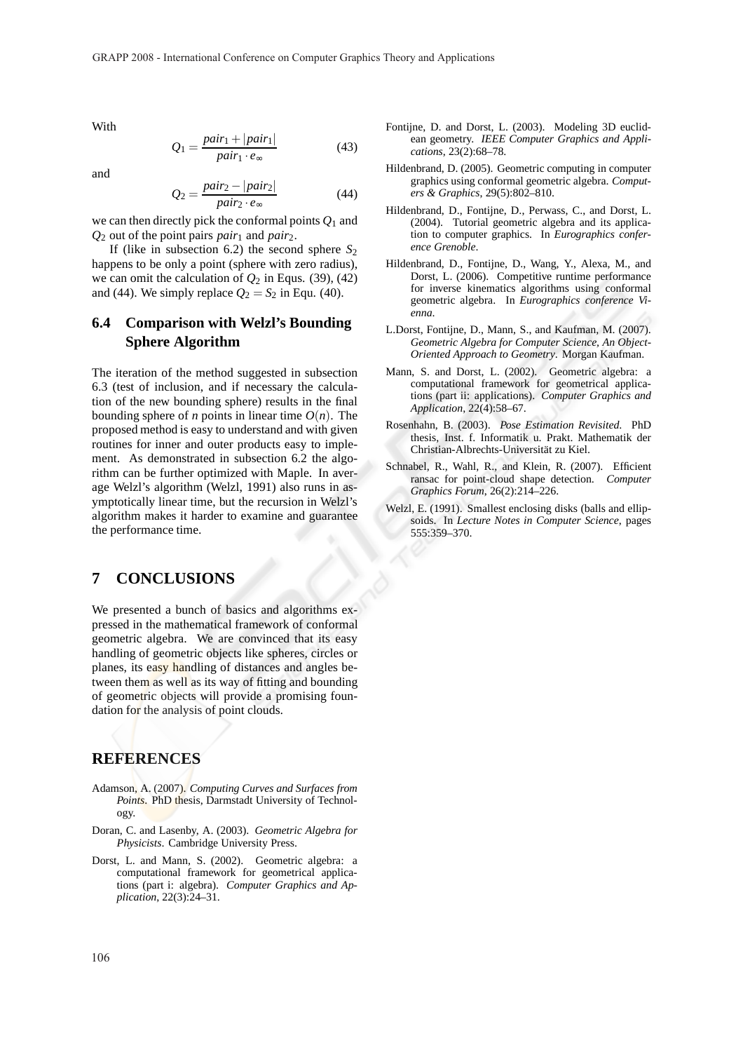With

$$Q_1 = \frac{pair_1 + |pair_1|}{pair_1 \cdot e_\infty} \tag{43}$$

and

$$Q_2 = \frac{pair_2 - |pair_2|}{pair_2 \cdot e_\infty} \tag{44}$$

we can then directly pick the conformal points $Q_1$ and $Q_2$ out of the point pairs $pair_1$ and $pair_2$.

If (like in subsection 6.2) the second sphere $S_2$ happens to be only a point (sphere with zero radius), we can omit the calculation of $Q_2$ in Equs. (39), (42) and (44). We simply replace $Q_2 = S_2$ in Equ. (40).

### 6.4 Comparison with Welzl's Bounding Sphere Algorithm

The iteration of the method suggested in subsection 6.3 (test of inclusion, and if necessary the calculation of the new bounding sphere) results in the final bounding sphere of $n$ points in linear time $O(n)$. The proposed method is easy to understand and with given routines for inner and outer products easy to implement. As demonstrated in subsection 6.2 the algorithm can be further optimized with Maple. In average Welzl's algorithm (Welzl, 1991) also runs in asymptotically linear time, but the recursion in Welzl's algorithm makes it harder to examine and guarantee the performance time.

## 7 CONCLUSIONS

We presented a bunch of basics and algorithms expressed in the mathematical framework of conformal geometric algebra. We are convinced that its easy handling of geometric objects like spheres, circles or planes, its easy handling of distances and angles between them as well as its way of fitting and bounding of geometric objects will provide a promising foundation for the analysis of point clouds.

## REFERENCES

Adamson, A. (2007). *Computing Curves and Surfaces from Points*. PhD thesis, Darmstadt University of Technology.

Doran, C. and Lasenby, A. (2003). *Geometric Algebra for Physicists*. Cambridge University Press.

Dorst, L. and Mann, S. (2002). Geometric algebra: a computational framework for geometrical applications (part i: algebra). *Computer Graphics and Application*, 22(3):24–31.

Fontijne, D. and Dorst, L. (2003). Modeling 3D euclidean geometry. *IEEE Computer Graphics and Applications*, 23(2):68–78.

Hildenbrand, D. (2005). Geometric computing in computer graphics using conformal geometric algebra. *Computers & Graphics*, 29(5):802–810.

Hildenbrand, D., Fontijne, D., Perwass, C., and Dorst, L. (2004). Tutorial geometric algebra and its application to computer graphics. In *Eurographics conference Grenoble*.

Hildenbrand, D., Fontijne, D., Wang, Y., Alexa, M., and Dorst, L. (2006). Competitive runtime performance for inverse kinematics algorithms using conformal geometric algebra. In *Eurographics conference Vienna*.

L.Dorst, Fontijne, D., Mann, S., and Kaufman, M. (2007). *Geometric Algebra for Computer Science, An Object-Oriented Approach to Geometry*. Morgan Kaufman.

Mann, S. and Dorst, L. (2002). Geometric algebra: a computational framework for geometrical applications (part ii: applications). *Computer Graphics and Application*, 22(4):58–67.

Rosenhahn, B. (2003). *Pose Estimation Revisited*. PhD thesis, Inst. f. Informatik u. Prakt. Mathematik der Christian-Albrechts-Universität zu Kiel.

Schnabel, R., Wahl, R., and Klein, R. (2007). Efficient ransac for point-cloud shape detection. *Computer Graphics Forum*, 26(2):214–226.

Welzl, E. (1991). Smallest enclosing disks (balls and ellipsoids. In *Lecture Notes in Computer Science*, pages 555:359–370.